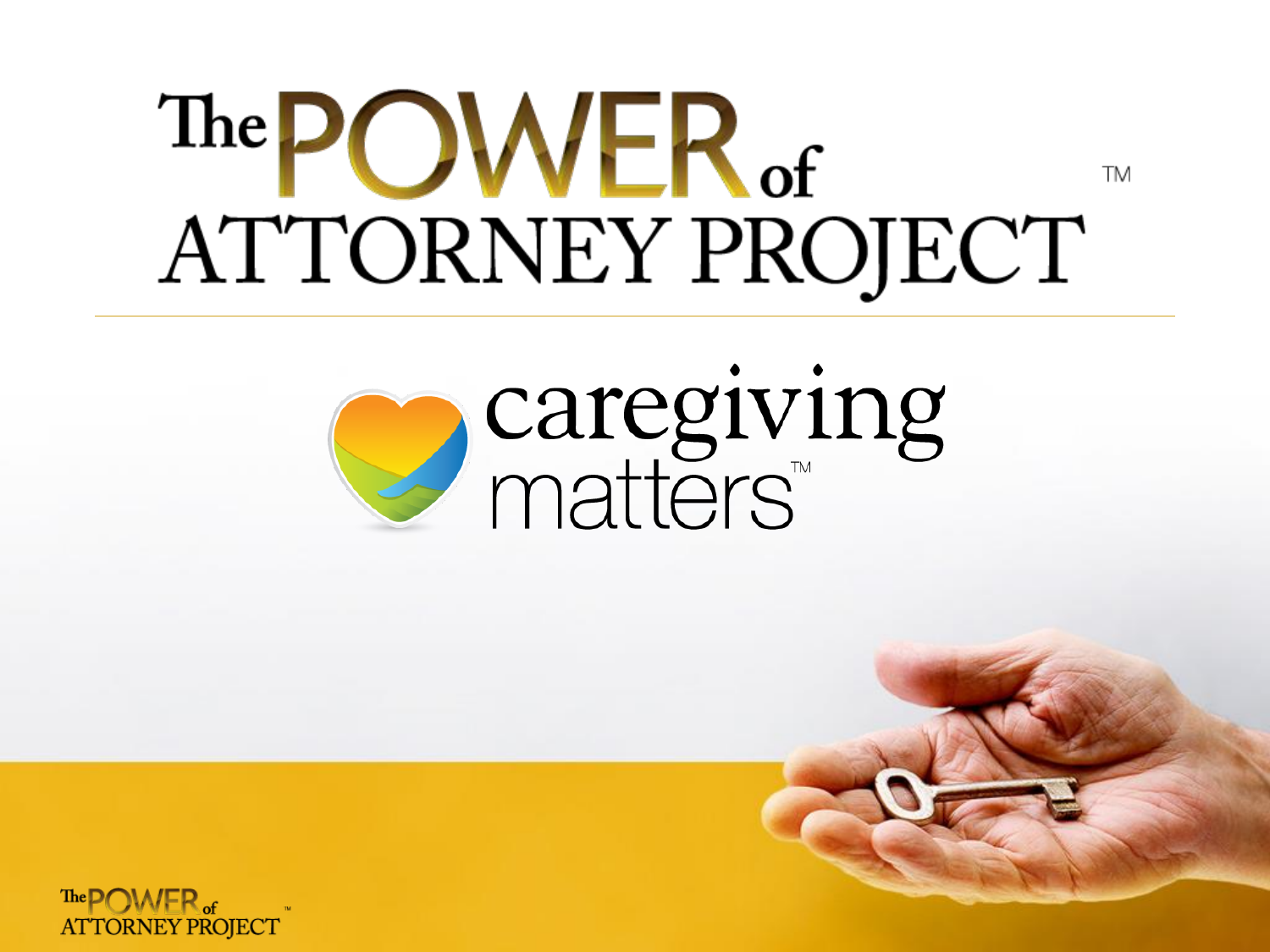# The POWER of ATTORNEY PROJECT™

## caregiving matters™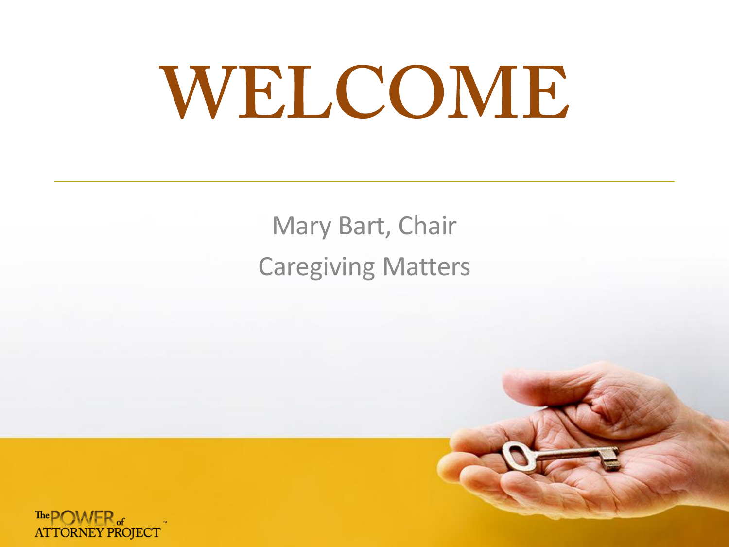# WELCOME

Mary Bart, Chair

Caregiving Matters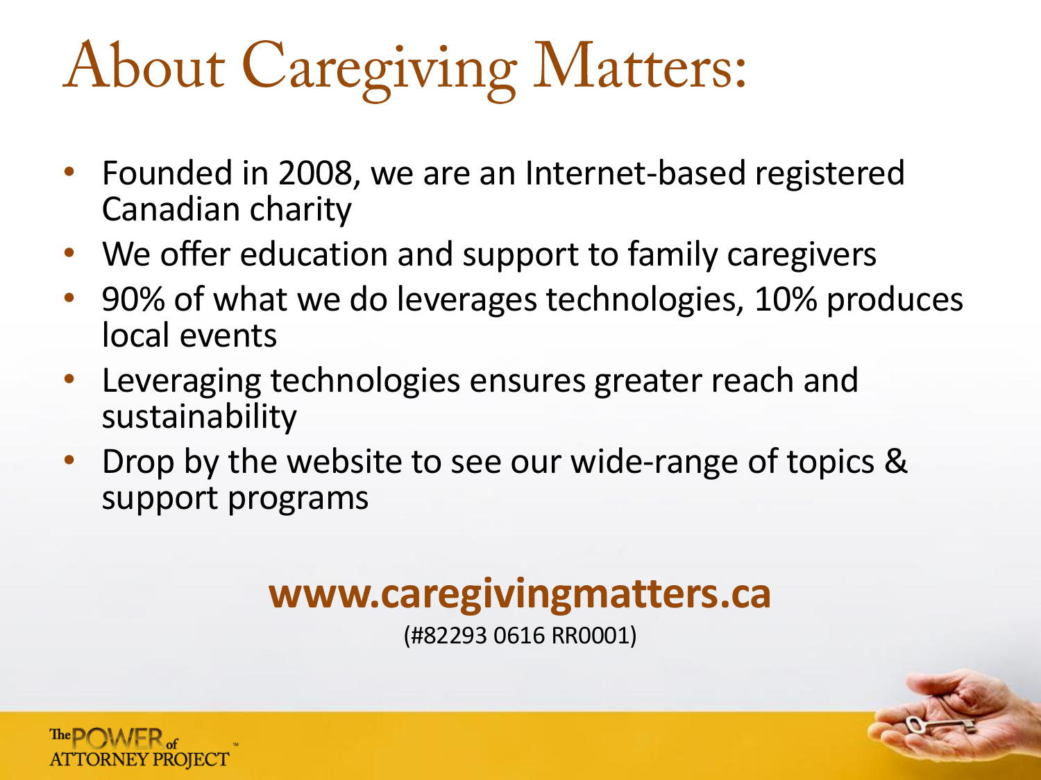# About Caregiving Matters:

- Founded in 2008, we are an Internet-based registered Canadian charity
- We offer education and support to family caregivers
- 90% of what we do leverages technologies, 10% produces local events
- Leveraging technologies ensures greater reach and sustainability
- Drop by the website to see our wide-range of topics & support programs

**www.caregivingmatters.ca**

(#82293 0616 RR0001)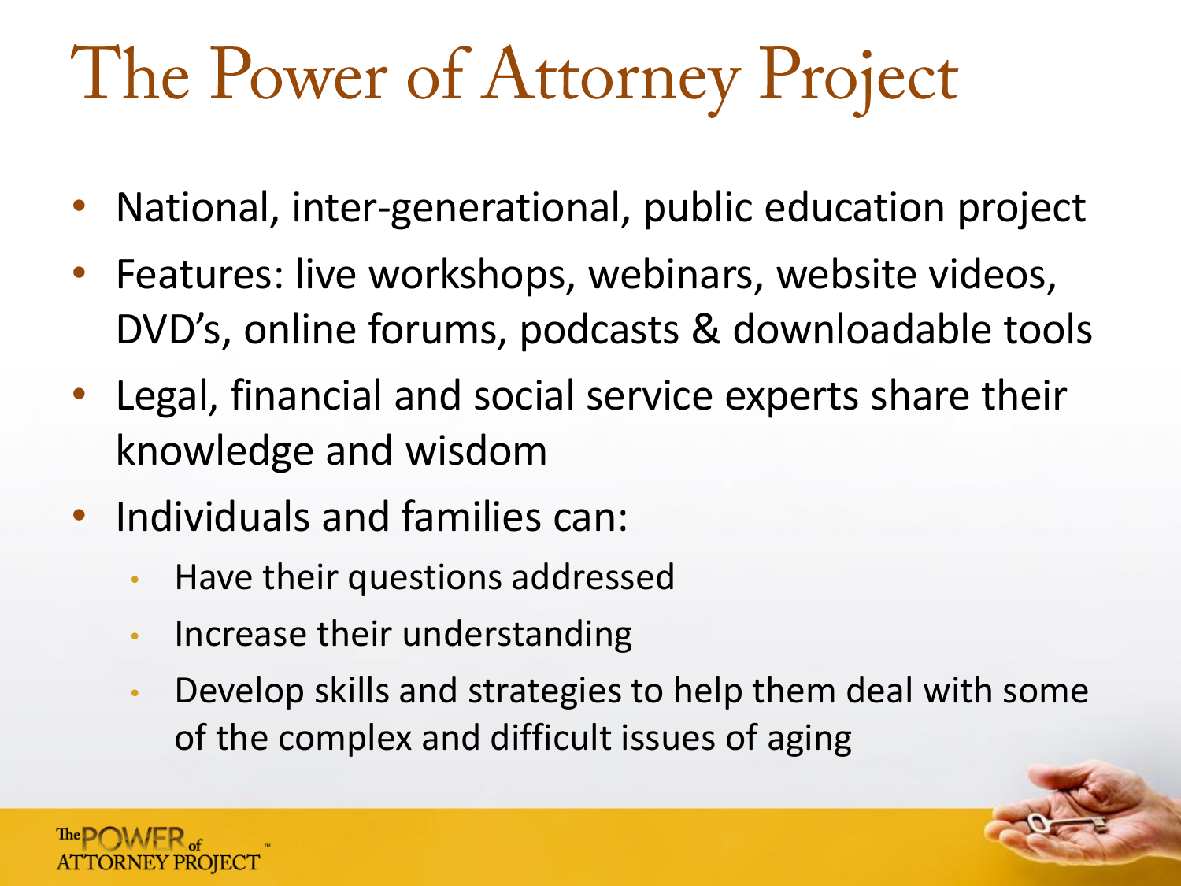# The Power of Attorney Project

- National, inter-generational, public education project
- Features: live workshops, webinars, website videos, DVD's, online forums, podcasts & downloadable tools
- Legal, financial and social service experts share their knowledge and wisdom
- Individuals and families can:
  - Have their questions addressed
  - Increase their understanding
  - Develop skills and strategies to help them deal with some of the complex and difficult issues of aging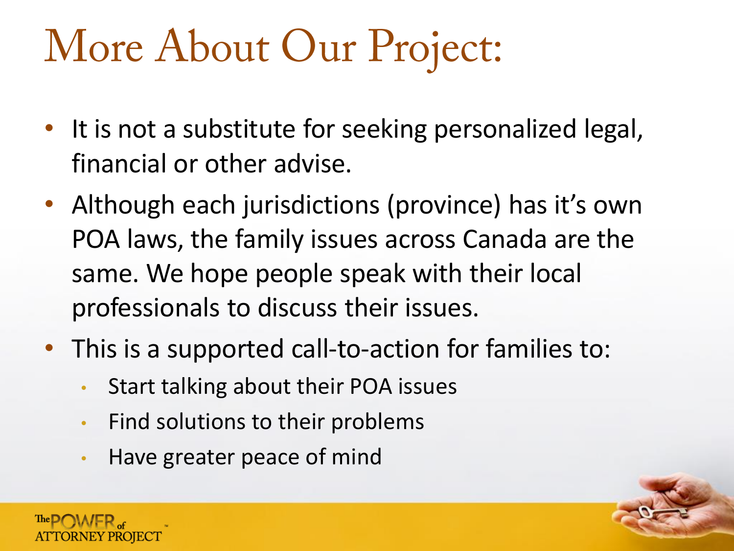# More About Our Project:

- It is not a substitute for seeking personalized legal, financial or other advise.
- Although each jurisdictions (province) has it's own POA laws, the family issues across Canada are the same. We hope people speak with their local professionals to discuss their issues.
- This is a supported call-to-action for families to:
  - Start talking about their POA issues
  - Find solutions to their problems
  - Have greater peace of mind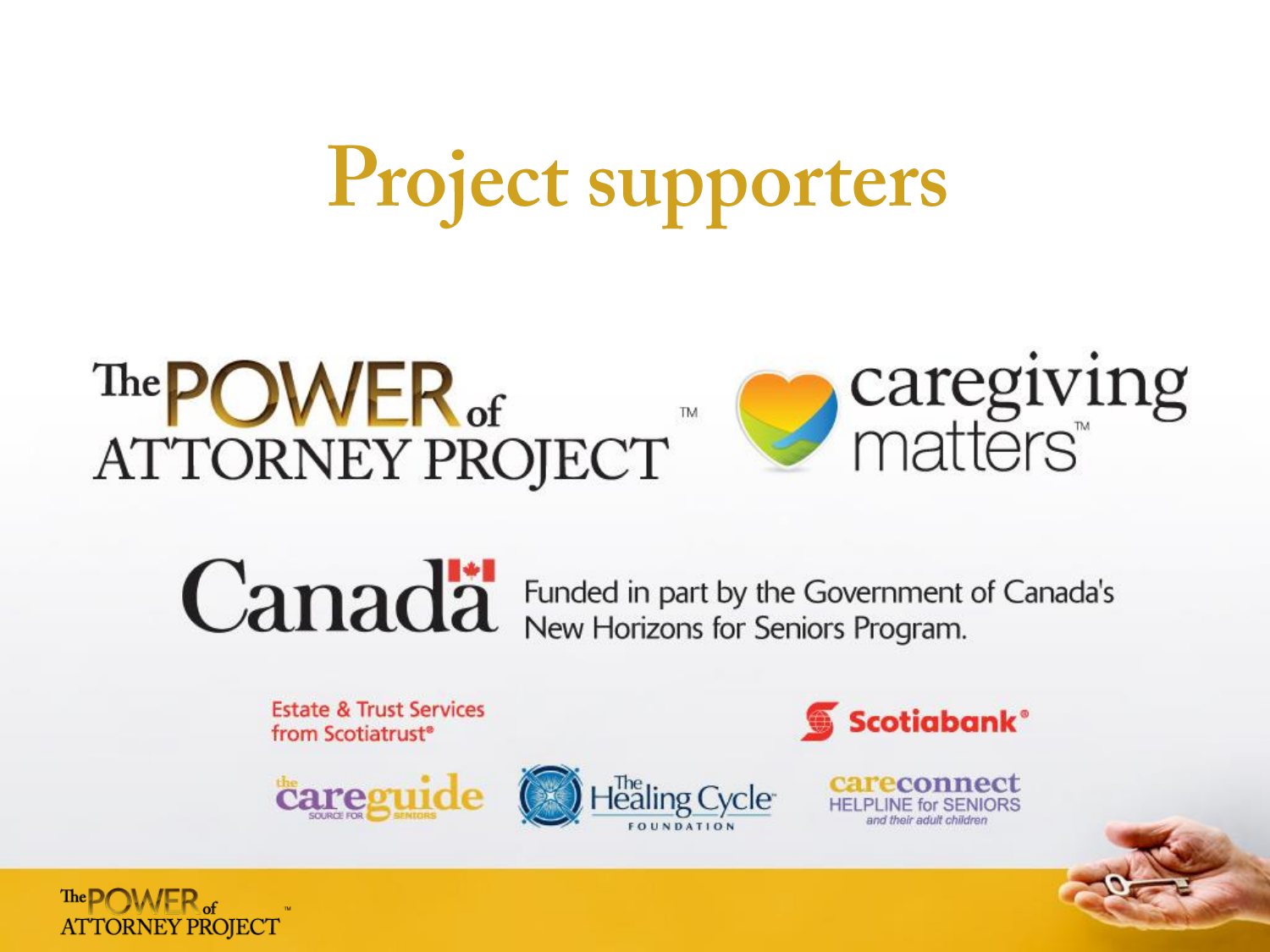# Project supporters

The POWER of ATTORNEY PROJECT™

caregiving matters™

Canada — Funded in part by the Government of Canada's New Horizons for Seniors Program.

Estate & Trust Services from Scotiatrust®

Scotiabank®

the careguide SOURCE FOR SENIORS

The Healing Cycle FOUNDATION

careconnect HELPLINE for SENIORS and their adult children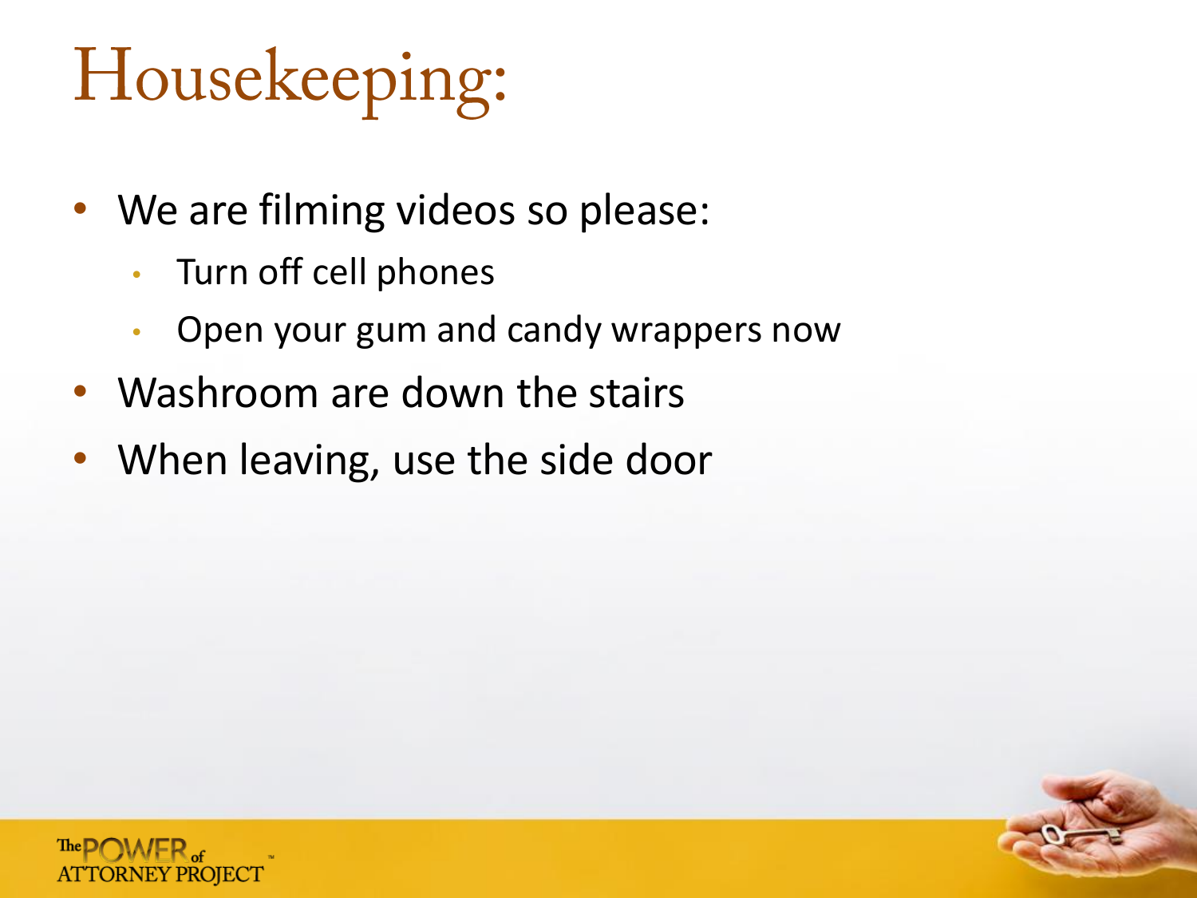# Housekeeping:

- We are filming videos so please:
  - Turn off cell phones
  - Open your gum and candy wrappers now
- Washroom are down the stairs
- When leaving, use the side door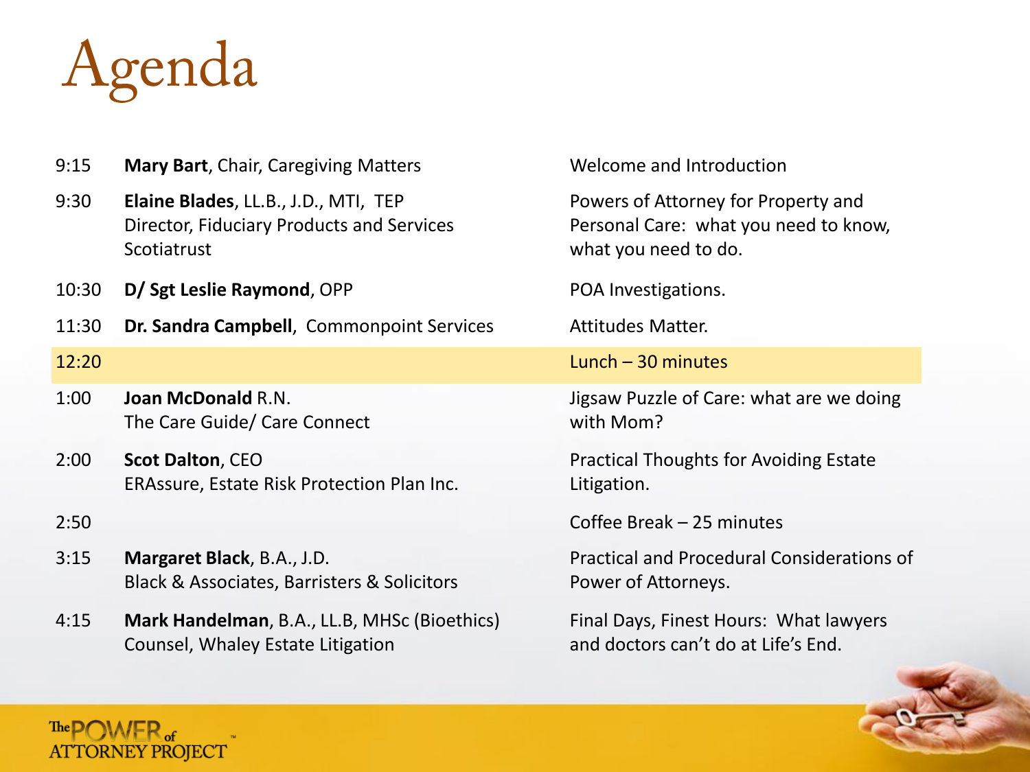# Agenda

| | | |
|---|---|---|
| 9:15 | **Mary Bart**, Chair, Caregiving Matters | Welcome and Introduction |
| 9:30 | **Elaine Blades**, LL.B., J.D., MTI, TEP<br>Director, Fiduciary Products and Services<br>Scotiatrust | Powers of Attorney for Property and Personal Care: what you need to know, what you need to do. |
| 10:30 | **D/ Sgt Leslie Raymond**, OPP | POA Investigations. |
| 11:30 | **Dr. Sandra Campbell**, Commonpoint Services | Attitudes Matter. |
| 12:20 | | Lunch – 30 minutes |
| 1:00 | **Joan McDonald** R.N.<br>The Care Guide/ Care Connect | Jigsaw Puzzle of Care: what are we doing with Mom? |
| 2:00 | **Scot Dalton**, CEO<br>ERAssure, Estate Risk Protection Plan Inc. | Practical Thoughts for Avoiding Estate Litigation. |
| 2:50 | | Coffee Break – 25 minutes |
| 3:15 | **Margaret Black**, B.A., J.D.<br>Black & Associates, Barristers & Solicitors | Practical and Procedural Considerations of Power of Attorneys. |
| 4:15 | **Mark Handelman**, B.A., LL.B, MHSc (Bioethics)<br>Counsel, Whaley Estate Litigation | Final Days, Finest Hours: What lawyers and doctors can't do at Life's End. |

The POWER of ATTORNEY PROJECT™